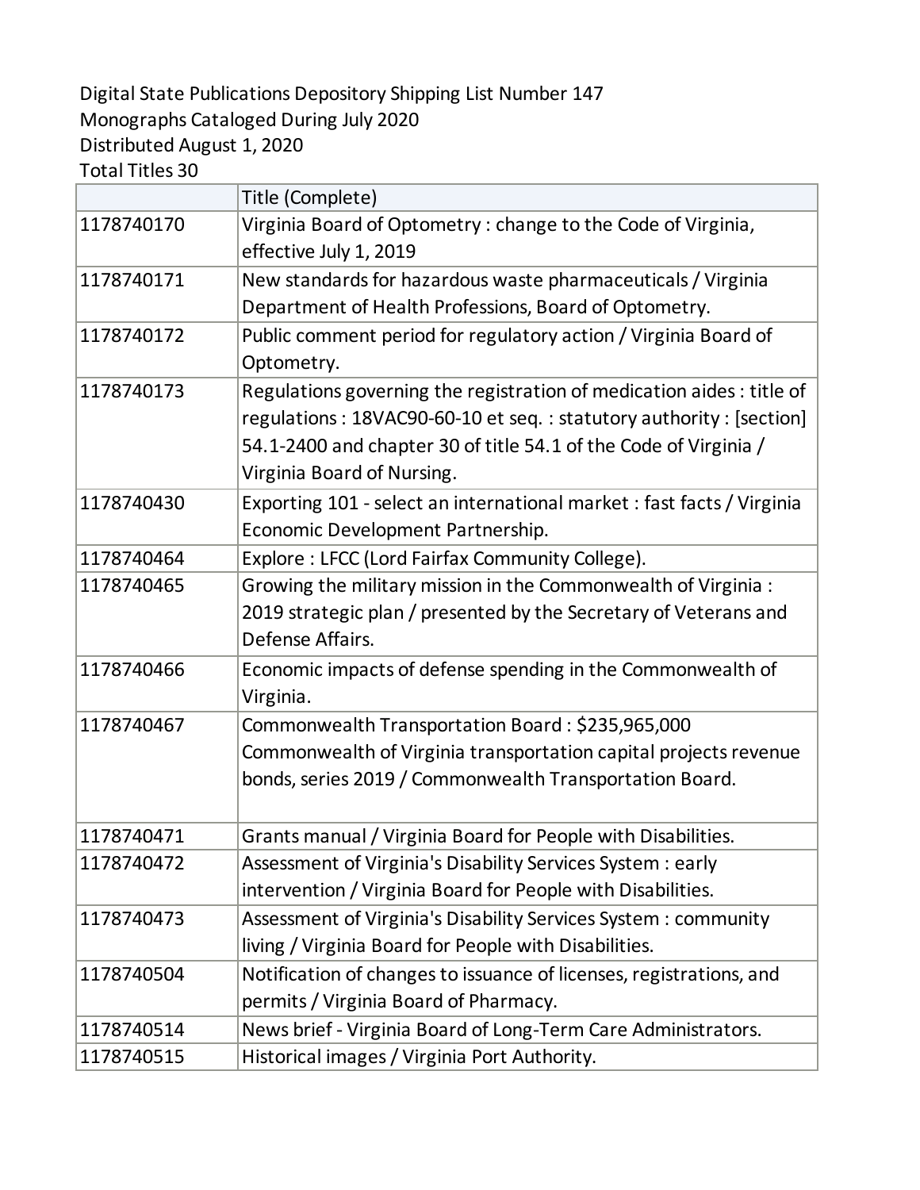Digital State Publications Depository Shipping List Number 147
Monographs Cataloged During July 2020
Distributed August 1, 2020
Total Titles 30

| | Title (Complete) |
|---|---|
| 1178740170 | Virginia Board of Optometry : change to the Code of Virginia, effective July 1, 2019 |
| 1178740171 | New standards for hazardous waste pharmaceuticals / Virginia Department of Health Professions, Board of Optometry. |
| 1178740172 | Public comment period for regulatory action / Virginia Board of Optometry. |
| 1178740173 | Regulations governing the registration of medication aides : title of regulations : 18VAC90-60-10 et seq. : statutory authority : [section] 54.1-2400 and chapter 30 of title 54.1 of the Code of Virginia / Virginia Board of Nursing. |
| 1178740430 | Exporting 101 - select an international market : fast facts / Virginia Economic Development Partnership. |
| 1178740464 | Explore : LFCC (Lord Fairfax Community College). |
| 1178740465 | Growing the military mission in the Commonwealth of Virginia : 2019 strategic plan / presented by the Secretary of Veterans and Defense Affairs. |
| 1178740466 | Economic impacts of defense spending in the Commonwealth of Virginia. |
| 1178740467 | Commonwealth Transportation Board : $235,965,000 Commonwealth of Virginia transportation capital projects revenue bonds, series 2019 / Commonwealth Transportation Board. |
| 1178740471 | Grants manual / Virginia Board for People with Disabilities. |
| 1178740472 | Assessment of Virginia's Disability Services System : early intervention / Virginia Board for People with Disabilities. |
| 1178740473 | Assessment of Virginia's Disability Services System : community living / Virginia Board for People with Disabilities. |
| 1178740504 | Notification of changes to issuance of licenses, registrations, and permits / Virginia Board of Pharmacy. |
| 1178740514 | News brief - Virginia Board of Long-Term Care Administrators. |
| 1178740515 | Historical images / Virginia Port Authority. |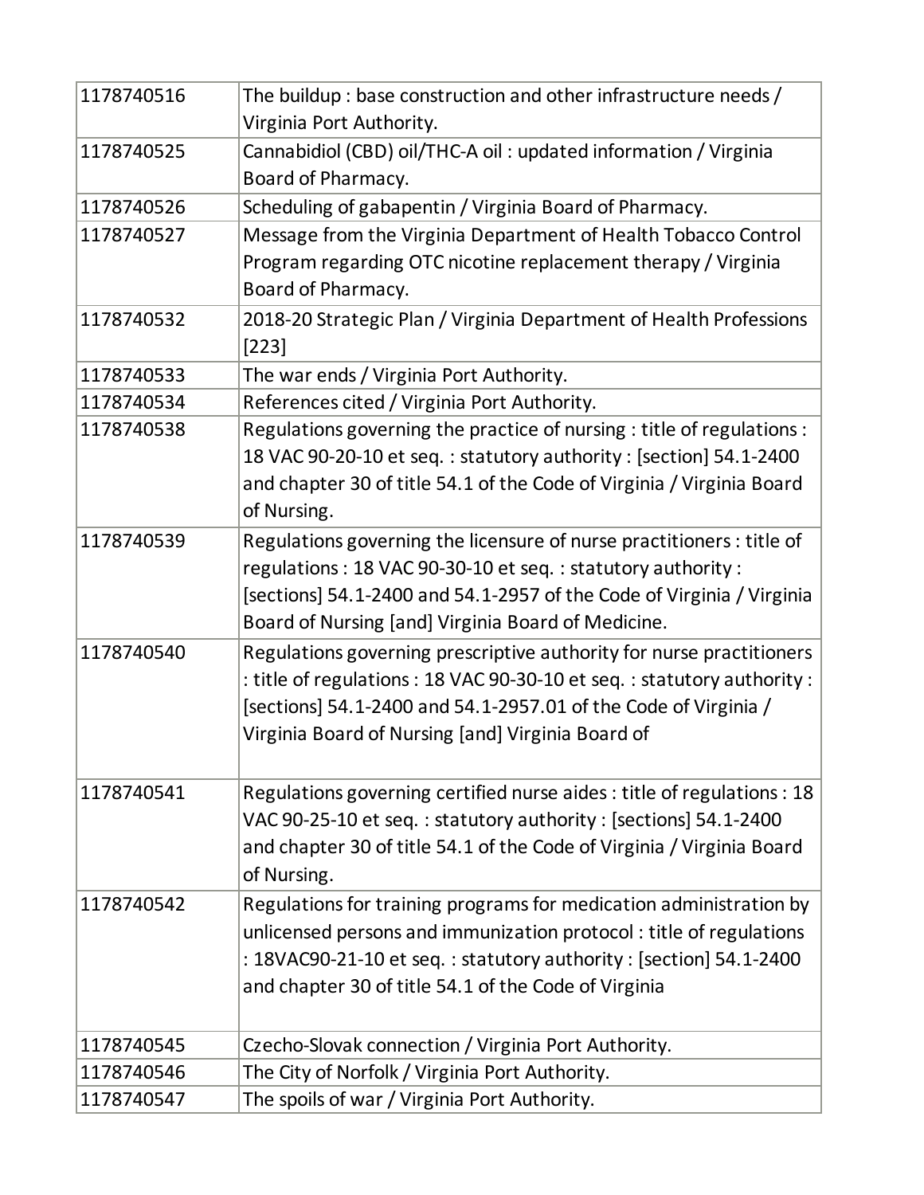| | |
|---|---|
| 1178740516 | The buildup : base construction and other infrastructure needs / Virginia Port Authority. |
| 1178740525 | Cannabidiol (CBD) oil/THC-A oil : updated information / Virginia Board of Pharmacy. |
| 1178740526 | Scheduling of gabapentin / Virginia Board of Pharmacy. |
| 1178740527 | Message from the Virginia Department of Health Tobacco Control Program regarding OTC nicotine replacement therapy / Virginia Board of Pharmacy. |
| 1178740532 | 2018-20 Strategic Plan / Virginia Department of Health Professions [223] |
| 1178740533 | The war ends / Virginia Port Authority. |
| 1178740534 | References cited / Virginia Port Authority. |
| 1178740538 | Regulations governing the practice of nursing : title of regulations : 18 VAC 90-20-10 et seq. : statutory authority : [section] 54.1-2400 and chapter 30 of title 54.1 of the Code of Virginia / Virginia Board of Nursing. |
| 1178740539 | Regulations governing the licensure of nurse practitioners : title of regulations : 18 VAC 90-30-10 et seq. : statutory authority : [sections] 54.1-2400 and 54.1-2957 of the Code of Virginia / Virginia Board of Nursing [and] Virginia Board of Medicine. |
| 1178740540 | Regulations governing prescriptive authority for nurse practitioners : title of regulations : 18 VAC 90-30-10 et seq. : statutory authority : [sections] 54.1-2400 and 54.1-2957.01 of the Code of Virginia / Virginia Board of Nursing [and] Virginia Board of |
| 1178740541 | Regulations governing certified nurse aides : title of regulations : 18 VAC 90-25-10 et seq. : statutory authority : [sections] 54.1-2400 and chapter 30 of title 54.1 of the Code of Virginia / Virginia Board of Nursing. |
| 1178740542 | Regulations for training programs for medication administration by unlicensed persons and immunization protocol : title of regulations : 18VAC90-21-10 et seq. : statutory authority : [section] 54.1-2400 and chapter 30 of title 54.1 of the Code of Virginia |
| 1178740545 | Czecho-Slovak connection / Virginia Port Authority. |
| 1178740546 | The City of Norfolk / Virginia Port Authority. |
| 1178740547 | The spoils of war / Virginia Port Authority. |